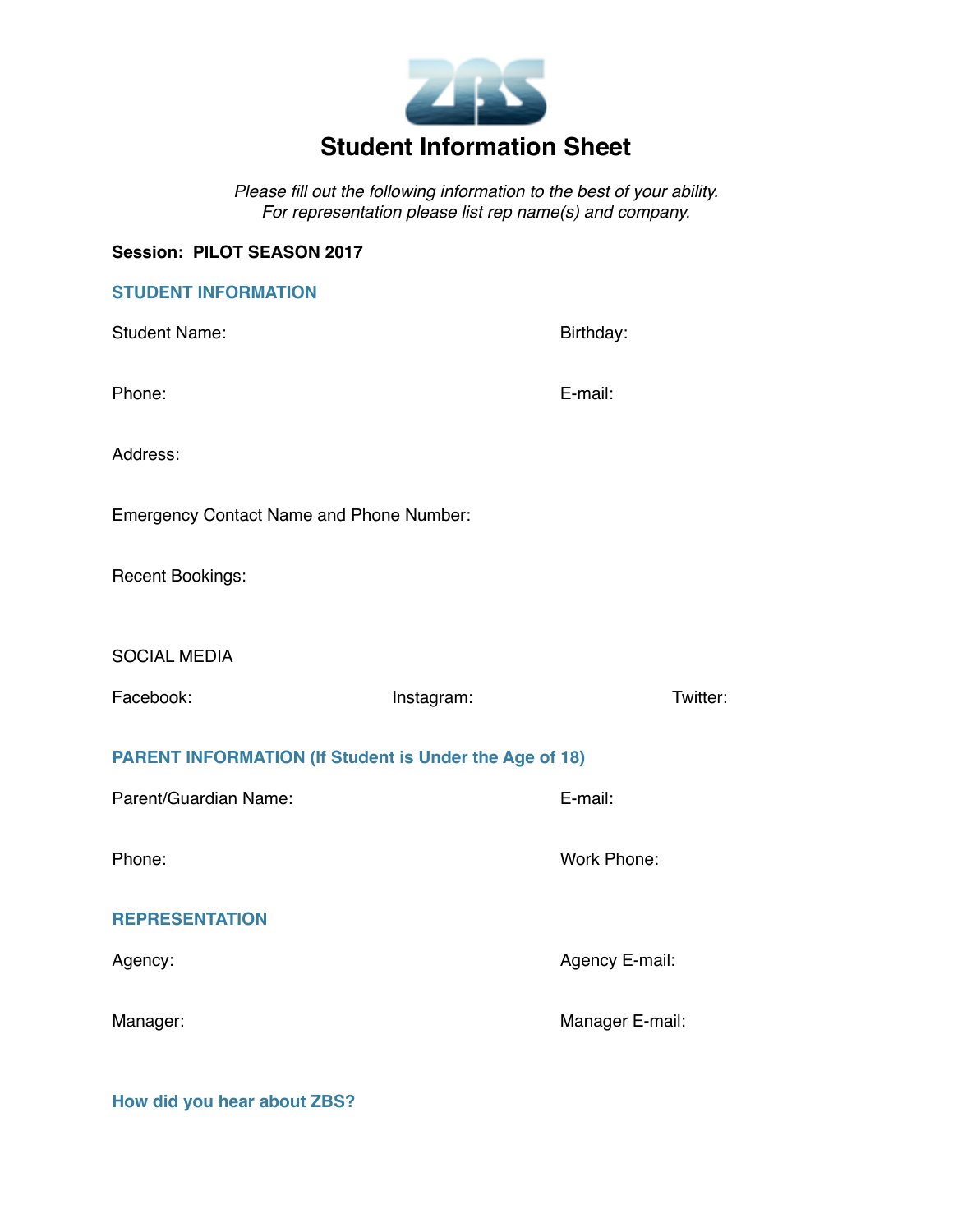ZBS

# Student Information Sheet

*Please fill out the following information to the best of your ability.*
*For representation please list rep name(s) and company.*

**Session: PILOT SEASON 2017**

## STUDENT INFORMATION

Student Name: Birthday:

Phone: E-mail:

Address:

Emergency Contact Name and Phone Number:

Recent Bookings:

SOCIAL MEDIA

Facebook: Instagram: Twitter:

## PARENT INFORMATION (If Student is Under the Age of 18)

Parent/Guardian Name: E-mail:

Phone: Work Phone:

## REPRESENTATION

Agency: Agency E-mail:

Manager: Manager E-mail:

## How did you hear about ZBS?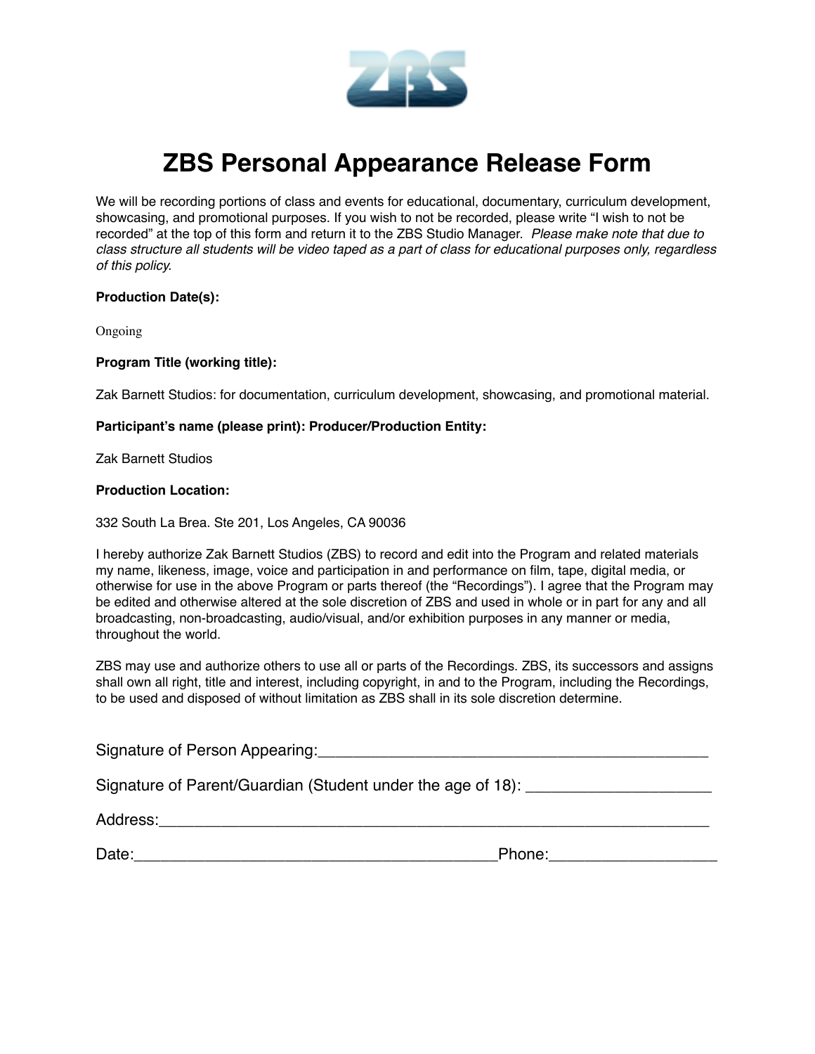# ZBS Personal Appearance Release Form

We will be recording portions of class and events for educational, documentary, curriculum development, showcasing, and promotional purposes. If you wish to not be recorded, please write "I wish to not be recorded" at the top of this form and return it to the ZBS Studio Manager. *Please make note that due to class structure all students will be video taped as a part of class for educational purposes only, regardless of this policy.*

**Production Date(s):**

Ongoing

**Program Title (working title):**

Zak Barnett Studios: for documentation, curriculum development, showcasing, and promotional material.

**Participant's name (please print): Producer/Production Entity:**

Zak Barnett Studios

**Production Location:**

332 South La Brea. Ste 201, Los Angeles, CA 90036

I hereby authorize Zak Barnett Studios (ZBS) to record and edit into the Program and related materials my name, likeness, image, voice and participation in and performance on film, tape, digital media, or otherwise for use in the above Program or parts thereof (the "Recordings"). I agree that the Program may be edited and otherwise altered at the sole discretion of ZBS and used in whole or in part for any and all broadcasting, non-broadcasting, audio/visual, and/or exhibition purposes in any manner or media, throughout the world.

ZBS may use and authorize others to use all or parts of the Recordings. ZBS, its successors and assigns shall own all right, title and interest, including copyright, in and to the Program, including the Recordings, to be used and disposed of without limitation as ZBS shall in its sole discretion determine.

Signature of Person Appearing:_____________________________________________

Signature of Parent/Guardian (Student under the age of 18): ____________________

Address:_____________________________________________________________

Date:________________________________________Phone:__________________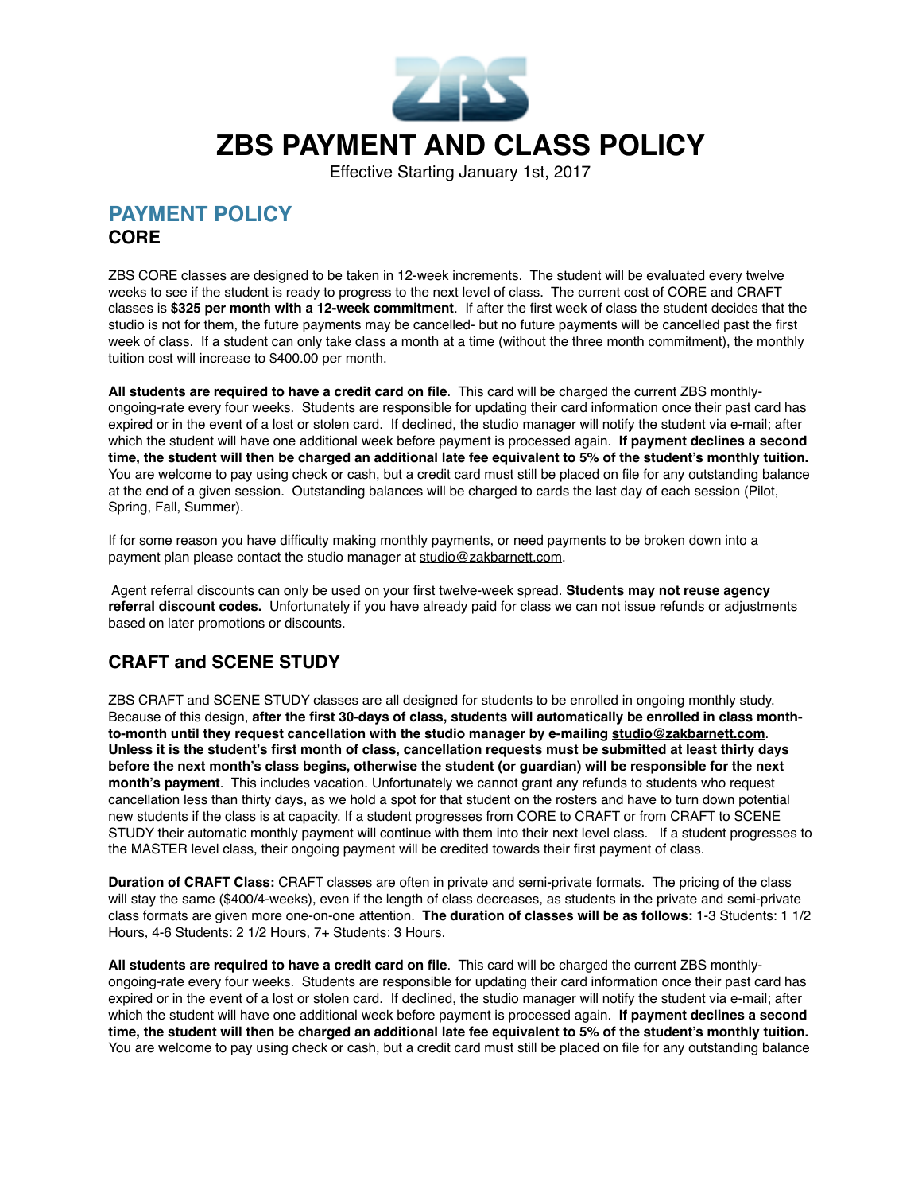# ZBS PAYMENT AND CLASS POLICY

Effective Starting January 1st, 2017

## PAYMENT POLICY

### CORE

ZBS CORE classes are designed to be taken in 12-week increments. The student will be evaluated every twelve weeks to see if the student is ready to progress to the next level of class. The current cost of CORE and CRAFT classes is **$325 per month with a 12-week commitment**. If after the first week of class the student decides that the studio is not for them, the future payments may be cancelled- but no future payments will be cancelled past the first week of class. If a student can only take class a month at a time (without the three month commitment), the monthly tuition cost will increase to $400.00 per month.

**All students are required to have a credit card on file**. This card will be charged the current ZBS monthly-ongoing-rate every four weeks. Students are responsible for updating their card information once their past card has expired or in the event of a lost or stolen card. If declined, the studio manager will notify the student via e-mail; after which the student will have one additional week before payment is processed again. **If payment declines a second time, the student will then be charged an additional late fee equivalent to 5% of the student's monthly tuition.** You are welcome to pay using check or cash, but a credit card must still be placed on file for any outstanding balance at the end of a given session. Outstanding balances will be charged to cards the last day of each session (Pilot, Spring, Fall, Summer).

If for some reason you have difficulty making monthly payments, or need payments to be broken down into a payment plan please contact the studio manager at studio@zakbarnett.com.

Agent referral discounts can only be used on your first twelve-week spread. **Students may not reuse agency referral discount codes.** Unfortunately if you have already paid for class we can not issue refunds or adjustments based on later promotions or discounts.

### CRAFT and SCENE STUDY

ZBS CRAFT and SCENE STUDY classes are all designed for students to be enrolled in ongoing monthly study. Because of this design, **after the first 30-days of class, students will automatically be enrolled in class month-to-month until they request cancellation with the studio manager by e-mailing studio@zakbarnett.com. Unless it is the student's first month of class, cancellation requests must be submitted at least thirty days before the next month's class begins, otherwise the student (or guardian) will be responsible for the next month's payment**. This includes vacation. Unfortunately we cannot grant any refunds to students who request cancellation less than thirty days, as we hold a spot for that student on the rosters and have to turn down potential new students if the class is at capacity. If a student progresses from CORE to CRAFT or from CRAFT to SCENE STUDY their automatic monthly payment will continue with them into their next level class. If a student progresses to the MASTER level class, their ongoing payment will be credited towards their first payment of class.

**Duration of CRAFT Class:** CRAFT classes are often in private and semi-private formats. The pricing of the class will stay the same ($400/4-weeks), even if the length of class decreases, as students in the private and semi-private class formats are given more one-on-one attention. **The duration of classes will be as follows:** 1-3 Students: 1 1/2 Hours, 4-6 Students: 2 1/2 Hours, 7+ Students: 3 Hours.

**All students are required to have a credit card on file**. This card will be charged the current ZBS monthly-ongoing-rate every four weeks. Students are responsible for updating their card information once their past card has expired or in the event of a lost or stolen card. If declined, the studio manager will notify the student via e-mail; after which the student will have one additional week before payment is processed again. **If payment declines a second time, the student will then be charged an additional late fee equivalent to 5% of the student's monthly tuition.** You are welcome to pay using check or cash, but a credit card must still be placed on file for any outstanding balance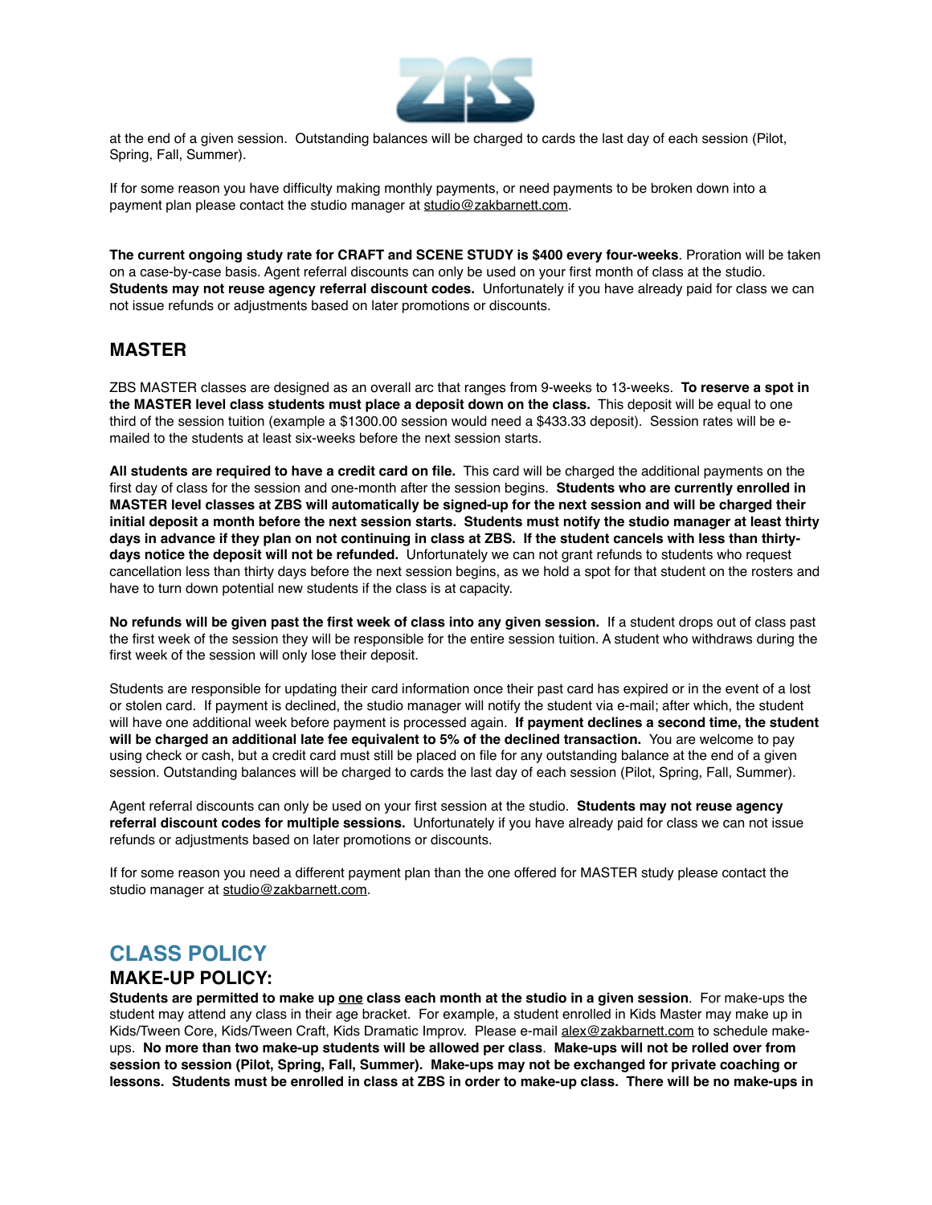at the end of a given session. Outstanding balances will be charged to cards the last day of each session (Pilot, Spring, Fall, Summer).

If for some reason you have difficulty making monthly payments, or need payments to be broken down into a payment plan please contact the studio manager at studio@zakbarnett.com.

**The current ongoing study rate for CRAFT and SCENE STUDY is $400 every four-weeks**. Proration will be taken on a case-by-case basis. Agent referral discounts can only be used on your first month of class at the studio. **Students may not reuse agency referral discount codes.** Unfortunately if you have already paid for class we can not issue refunds or adjustments based on later promotions or discounts.

### MASTER

ZBS MASTER classes are designed as an overall arc that ranges from 9-weeks to 13-weeks. **To reserve a spot in the MASTER level class students must place a deposit down on the class.** This deposit will be equal to one third of the session tuition (example a $1300.00 session would need a $433.33 deposit). Session rates will be e-mailed to the students at least six-weeks before the next session starts.

**All students are required to have a credit card on file.** This card will be charged the additional payments on the first day of class for the session and one-month after the session begins. **Students who are currently enrolled in MASTER level classes at ZBS will automatically be signed-up for the next session and will be charged their initial deposit a month before the next session starts. Students must notify the studio manager at least thirty days in advance if they plan on not continuing in class at ZBS. If the student cancels with less than thirty-days notice the deposit will not be refunded.** Unfortunately we can not grant refunds to students who request cancellation less than thirty days before the next session begins, as we hold a spot for that student on the rosters and have to turn down potential new students if the class is at capacity.

**No refunds will be given past the first week of class into any given session.** If a student drops out of class past the first week of the session they will be responsible for the entire session tuition. A student who withdraws during the first week of the session will only lose their deposit.

Students are responsible for updating their card information once their past card has expired or in the event of a lost or stolen card. If payment is declined, the studio manager will notify the student via e-mail; after which, the student will have one additional week before payment is processed again. **If payment declines a second time, the student will be charged an additional late fee equivalent to 5% of the declined transaction.** You are welcome to pay using check or cash, but a credit card must still be placed on file for any outstanding balance at the end of a given session. Outstanding balances will be charged to cards the last day of each session (Pilot, Spring, Fall, Summer).

Agent referral discounts can only be used on your first session at the studio. **Students may not reuse agency referral discount codes for multiple sessions.** Unfortunately if you have already paid for class we can not issue refunds or adjustments based on later promotions or discounts.

If for some reason you need a different payment plan than the one offered for MASTER study please contact the studio manager at studio@zakbarnett.com.

## CLASS POLICY

### MAKE-UP POLICY:

**Students are permitted to make up one class each month at the studio in a given session**. For make-ups the student may attend any class in their age bracket. For example, a student enrolled in Kids Master may make up in Kids/Tween Core, Kids/Tween Craft, Kids Dramatic Improv. Please e-mail alex@zakbarnett.com to schedule make-ups. **No more than two make-up students will be allowed per class**. **Make-ups will not be rolled over from session to session (Pilot, Spring, Fall, Summer). Make-ups may not be exchanged for private coaching or lessons. Students must be enrolled in class at ZBS in order to make-up class. There will be no make-ups in**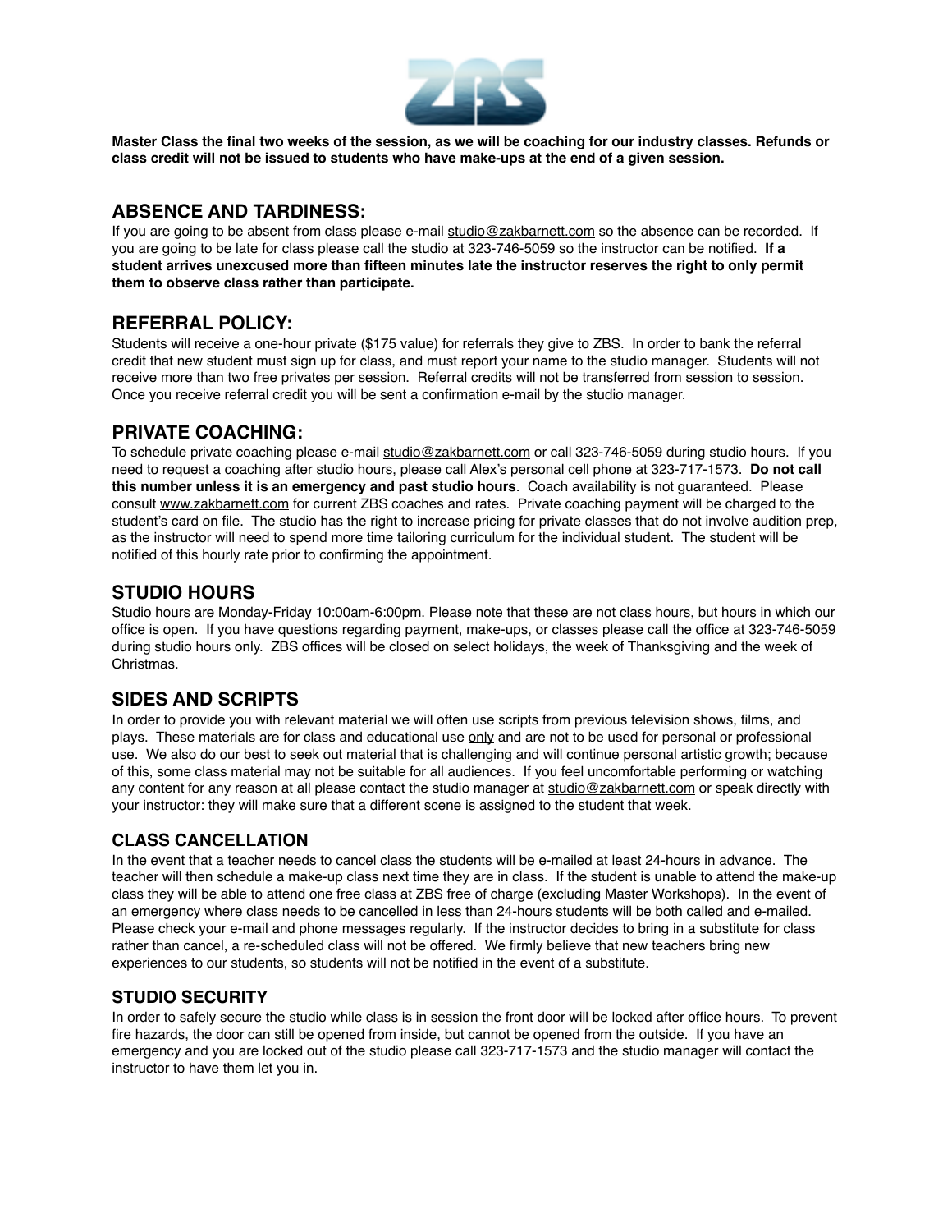**Master Class the final two weeks of the session, as we will be coaching for our industry classes. Refunds or class credit will not be issued to students who have make-ups at the end of a given session.**

## ABSENCE AND TARDINESS:

If you are going to be absent from class please e-mail studio@zakbarnett.com so the absence can be recorded. If you are going to be late for class please call the studio at 323-746-5059 so the instructor can be notified. **If a student arrives unexcused more than fifteen minutes late the instructor reserves the right to only permit them to observe class rather than participate.**

## REFERRAL POLICY:

Students will receive a one-hour private ($175 value) for referrals they give to ZBS. In order to bank the referral credit that new student must sign up for class, and must report your name to the studio manager. Students will not receive more than two free privates per session. Referral credits will not be transferred from session to session. Once you receive referral credit you will be sent a confirmation e-mail by the studio manager.

## PRIVATE COACHING:

To schedule private coaching please e-mail studio@zakbarnett.com or call 323-746-5059 during studio hours. If you need to request a coaching after studio hours, please call Alex's personal cell phone at 323-717-1573. **Do not call this number unless it is an emergency and past studio hours**. Coach availability is not guaranteed. Please consult www.zakbarnett.com for current ZBS coaches and rates. Private coaching payment will be charged to the student's card on file. The studio has the right to increase pricing for private classes that do not involve audition prep, as the instructor will need to spend more time tailoring curriculum for the individual student. The student will be notified of this hourly rate prior to confirming the appointment.

## STUDIO HOURS

Studio hours are Monday-Friday 10:00am-6:00pm. Please note that these are not class hours, but hours in which our office is open. If you have questions regarding payment, make-ups, or classes please call the office at 323-746-5059 during studio hours only. ZBS offices will be closed on select holidays, the week of Thanksgiving and the week of Christmas.

## SIDES AND SCRIPTS

In order to provide you with relevant material we will often use scripts from previous television shows, films, and plays. These materials are for class and educational use only and are not to be used for personal or professional use. We also do our best to seek out material that is challenging and will continue personal artistic growth; because of this, some class material may not be suitable for all audiences. If you feel uncomfortable performing or watching any content for any reason at all please contact the studio manager at studio@zakbarnett.com or speak directly with your instructor: they will make sure that a different scene is assigned to the student that week.

### CLASS CANCELLATION

In the event that a teacher needs to cancel class the students will be e-mailed at least 24-hours in advance. The teacher will then schedule a make-up class next time they are in class. If the student is unable to attend the make-up class they will be able to attend one free class at ZBS free of charge (excluding Master Workshops). In the event of an emergency where class needs to be cancelled in less than 24-hours students will be both called and e-mailed. Please check your e-mail and phone messages regularly. If the instructor decides to bring in a substitute for class rather than cancel, a re-scheduled class will not be offered. We firmly believe that new teachers bring new experiences to our students, so students will not be notified in the event of a substitute.

### STUDIO SECURITY

In order to safely secure the studio while class is in session the front door will be locked after office hours. To prevent fire hazards, the door can still be opened from inside, but cannot be opened from the outside. If you have an emergency and you are locked out of the studio please call 323-717-1573 and the studio manager will contact the instructor to have them let you in.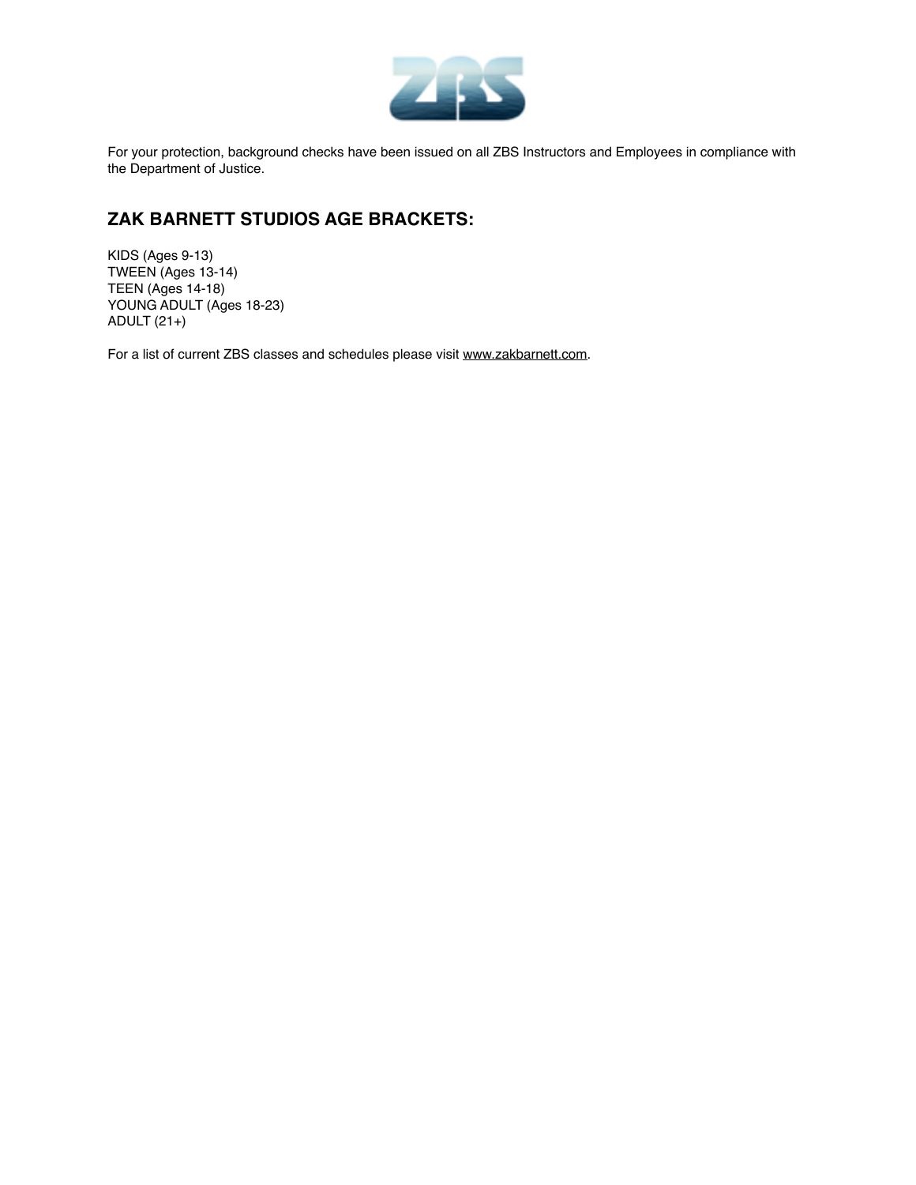For your protection, background checks have been issued on all ZBS Instructors and Employees in compliance with the Department of Justice.

## ZAK BARNETT STUDIOS AGE BRACKETS:

KIDS (Ages 9-13)
TWEEN (Ages 13-14)
TEEN (Ages 14-18)
YOUNG ADULT (Ages 18-23)
ADULT (21+)

For a list of current ZBS classes and schedules please visit www.zakbarnett.com.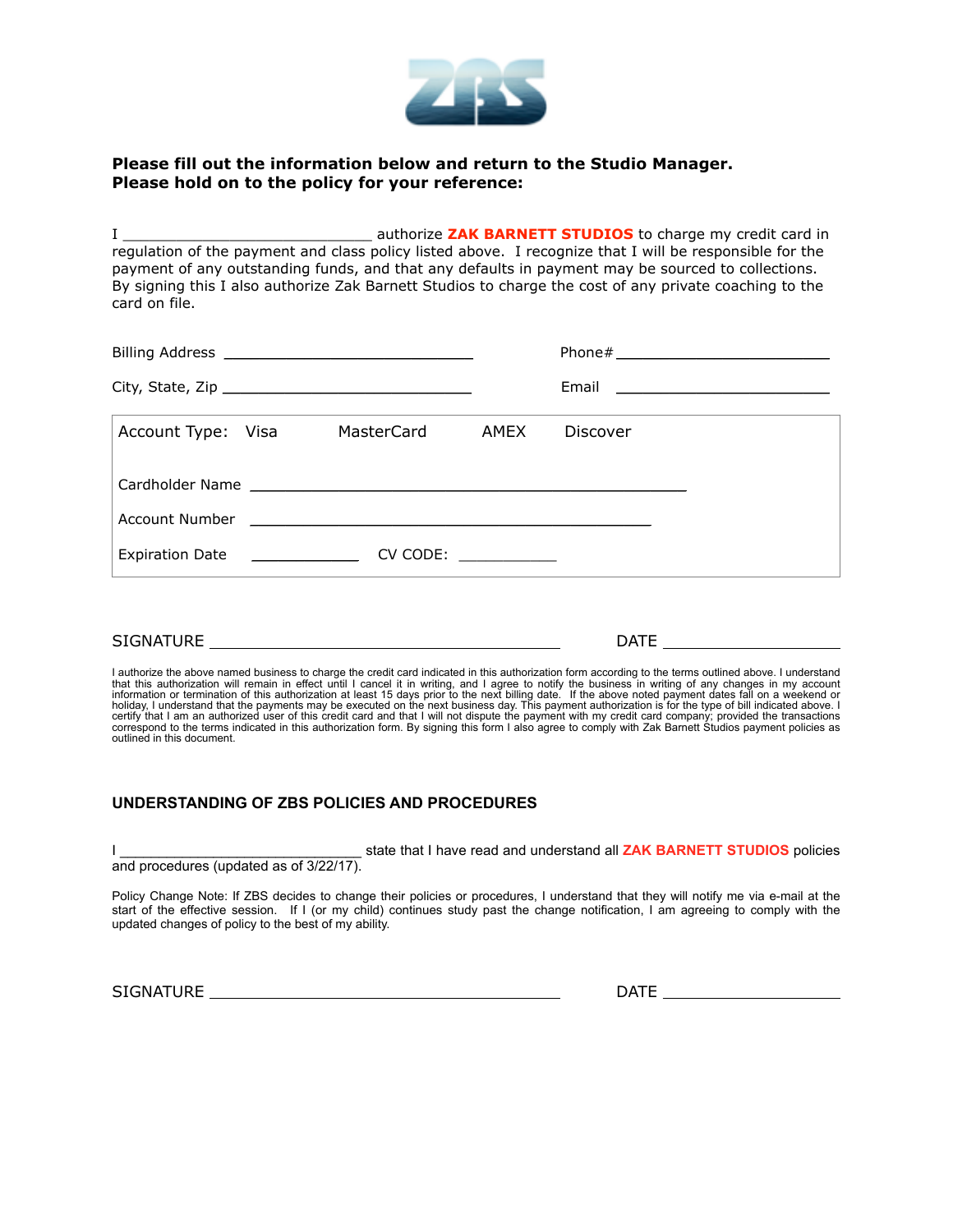**Please fill out the information below and return to the Studio Manager.**
**Please hold on to the policy for your reference:**

I ____________________________ authorize **ZAK BARNETT STUDIOS** to charge my credit card in regulation of the payment and class policy listed above. I recognize that I will be responsible for the payment of any outstanding funds, and that any defaults in payment may be sourced to collections. By signing this I also authorize Zak Barnett Studios to charge the cost of any private coaching to the card on file.

Billing Address ____________________________ Phone# ________________________

City, State, Zip ____________________________ Email ________________________

Account Type: Visa MasterCard AMEX Discover

Cardholder Name ________________________________________________

Account Number ____________________________________________

Expiration Date ____________ CV CODE: ___________

SIGNATURE ________________________________________ DATE ____________________

I authorize the above named business to charge the credit card indicated in this authorization form according to the terms outlined above. I understand that this authorization will remain in effect until I cancel it in writing, and I agree to notify the business in writing of any changes in my account information or termination of this authorization at least 15 days prior to the next billing date. If the above noted payment dates fall on a weekend or holiday, I understand that the payments may be executed on the next business day. This payment authorization is for the type of bill indicated above. I certify that I am an authorized user of this credit card and that I will not dispute the payment with my credit card company; provided the transactions correspond to the terms indicated in this authorization form. By signing this form I also agree to comply with Zak Barnett Studios payment policies as outlined in this document.

## UNDERSTANDING OF ZBS POLICIES AND PROCEDURES

I ____________________________ state that I have read and understand all **ZAK BARNETT STUDIOS** policies and procedures (updated as of 3/22/17).

Policy Change Note: If ZBS decides to change their policies or procedures, I understand that they will notify me via e-mail at the start of the effective session. If I (or my child) continues study past the change notification, I am agreeing to comply with the updated changes of policy to the best of my ability.

SIGNATURE ________________________________________ DATE ____________________